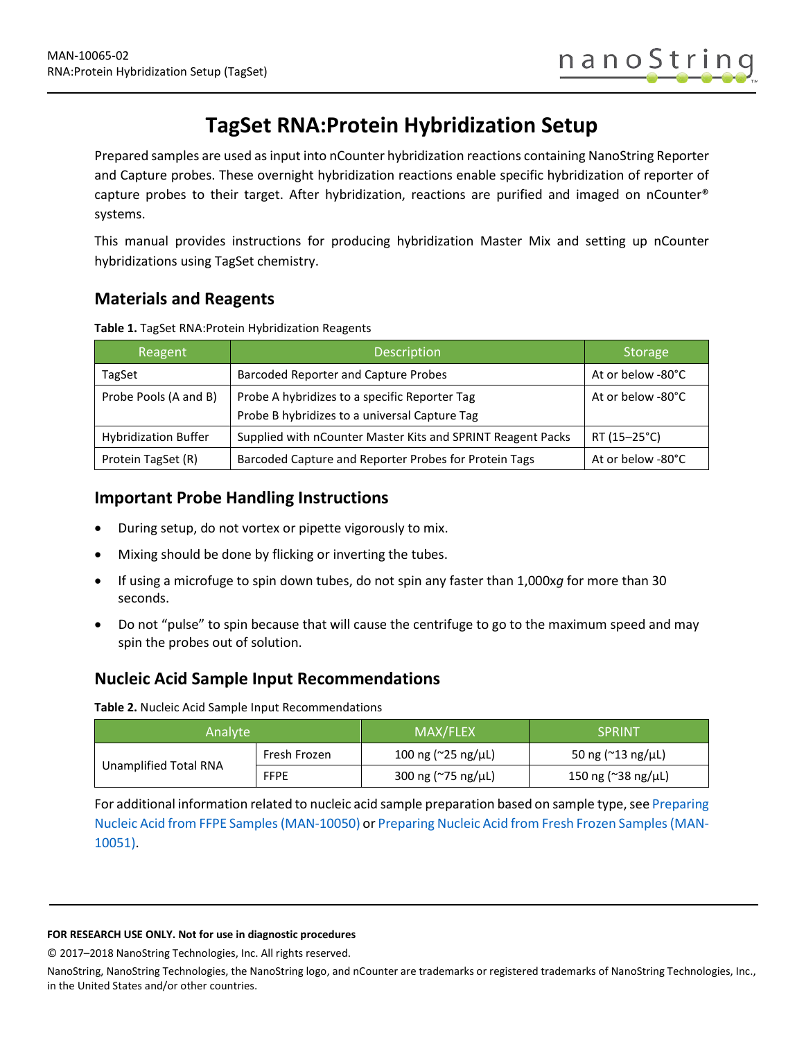# TagSet RNA:Protein Hybridization Setup

Prepared samples are used as input into nCounter hybridization reactions containing NanoString Reporter and Capture probes. These overnight hybridization reactions enable specific hybridization of reporter of capture probes to their target. After hybridization, reactions are purified and imaged on nCounter® systems.

This manual provides instructions for producing hybridization Master Mix and setting up nCounter hybridizations using TagSet chemistry.

## Materials and Reagents

**Table 1.** TagSet RNA:Protein Hybridization Reagents

| Reagent | Description | Storage |
|---|---|---|
| TagSet | Barcoded Reporter and Capture Probes | At or below -80°C |
| Probe Pools (A and B) | Probe A hybridizes to a specific Reporter Tag<br>Probe B hybridizes to a universal Capture Tag | At or below -80°C |
| Hybridization Buffer | Supplied with nCounter Master Kits and SPRINT Reagent Packs | RT (15–25°C) |
| Protein TagSet (R) | Barcoded Capture and Reporter Probes for Protein Tags | At or below -80°C |

## Important Probe Handling Instructions

- During setup, do not vortex or pipette vigorously to mix.
- Mixing should be done by flicking or inverting the tubes.
- If using a microfuge to spin down tubes, do not spin any faster than 1,000x*g* for more than 30 seconds.
- Do not "pulse" to spin because that will cause the centrifuge to go to the maximum speed and may spin the probes out of solution.

## Nucleic Acid Sample Input Recommendations

**Table 2.** Nucleic Acid Sample Input Recommendations

| Analyte | | MAX/FLEX | SPRINT |
|---|---|---|---|
| Unamplified Total RNA | Fresh Frozen | 100 ng (~25 ng/µL) | 50 ng (~13 ng/µL) |
| | FFPE | 300 ng (~75 ng/µL) | 150 ng (~38 ng/µL) |

For additional information related to nucleic acid sample preparation based on sample type, see Preparing Nucleic Acid from FFPE Samples (MAN-10050) or Preparing Nucleic Acid from Fresh Frozen Samples (MAN-10051).

**FOR RESEARCH USE ONLY. Not for use in diagnostic procedures**

© 2017–2018 NanoString Technologies, Inc. All rights reserved.

NanoString, NanoString Technologies, the NanoString logo, and nCounter are trademarks or registered trademarks of NanoString Technologies, Inc., in the United States and/or other countries.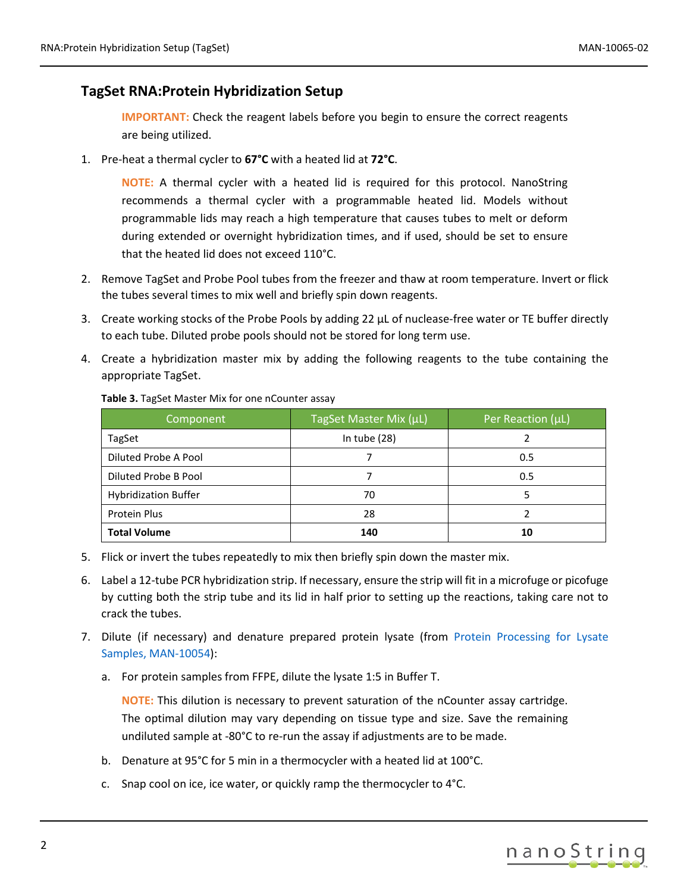## TagSet RNA:Protein Hybridization Setup

**IMPORTANT:** Check the reagent labels before you begin to ensure the correct reagents are being utilized.

1. Pre-heat a thermal cycler to **67°C** with a heated lid at **72°C**.

   **NOTE:** A thermal cycler with a heated lid is required for this protocol. NanoString recommends a thermal cycler with a programmable heated lid. Models without programmable lids may reach a high temperature that causes tubes to melt or deform during extended or overnight hybridization times, and if used, should be set to ensure that the heated lid does not exceed 110°C.

2. Remove TagSet and Probe Pool tubes from the freezer and thaw at room temperature. Invert or flick the tubes several times to mix well and briefly spin down reagents.

3. Create working stocks of the Probe Pools by adding 22 µL of nuclease-free water or TE buffer directly to each tube. Diluted probe pools should not be stored for long term use.

4. Create a hybridization master mix by adding the following reagents to the tube containing the appropriate TagSet.

**Table 3.** TagSet Master Mix for one nCounter assay

| Component | TagSet Master Mix (µL) | Per Reaction (µL) |
|---|---|---|
| TagSet | In tube (28) | 2 |
| Diluted Probe A Pool | 7 | 0.5 |
| Diluted Probe B Pool | 7 | 0.5 |
| Hybridization Buffer | 70 | 5 |
| Protein Plus | 28 | 2 |
| **Total Volume** | **140** | **10** |

5. Flick or invert the tubes repeatedly to mix then briefly spin down the master mix.

6. Label a 12-tube PCR hybridization strip. If necessary, ensure the strip will fit in a microfuge or picofuge by cutting both the strip tube and its lid in half prior to setting up the reactions, taking care not to crack the tubes.

7. Dilute (if necessary) and denature prepared protein lysate (from Protein Processing for Lysate Samples, MAN-10054):

   a. For protein samples from FFPE, dilute the lysate 1:5 in Buffer T.

      **NOTE:** This dilution is necessary to prevent saturation of the nCounter assay cartridge. The optimal dilution may vary depending on tissue type and size. Save the remaining undiluted sample at -80°C to re-run the assay if adjustments are to be made.

   b. Denature at 95°C for 5 min in a thermocycler with a heated lid at 100°C.

   c. Snap cool on ice, ice water, or quickly ramp the thermocycler to 4°C.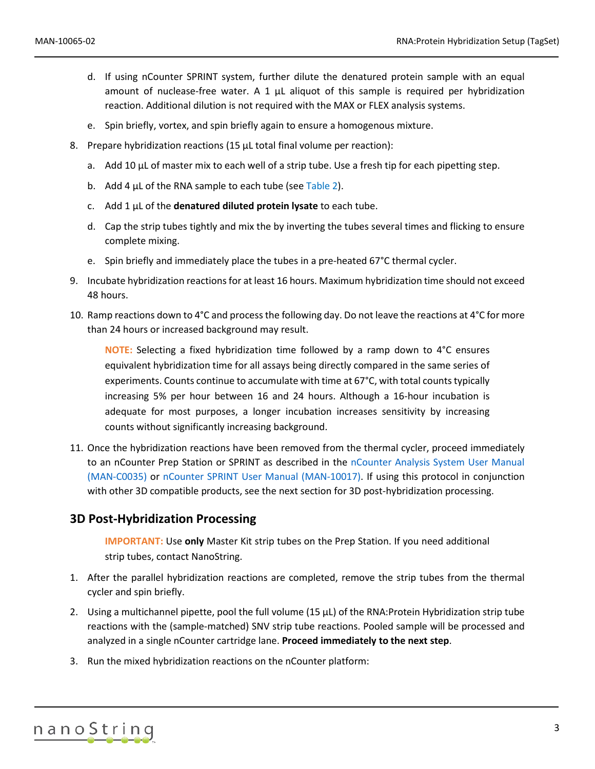d. If using nCounter SPRINT system, further dilute the denatured protein sample with an equal amount of nuclease-free water. A 1 µL aliquot of this sample is required per hybridization reaction. Additional dilution is not required with the MAX or FLEX analysis systems.

   e. Spin briefly, vortex, and spin briefly again to ensure a homogenous mixture.

8. Prepare hybridization reactions (15 µL total final volume per reaction):

   a. Add 10 µL of master mix to each well of a strip tube. Use a fresh tip for each pipetting step.

   b. Add 4 µL of the RNA sample to each tube (see Table 2).

   c. Add 1 µL of the **denatured diluted protein lysate** to each tube.

   d. Cap the strip tubes tightly and mix the by inverting the tubes several times and flicking to ensure complete mixing.

   e. Spin briefly and immediately place the tubes in a pre-heated 67°C thermal cycler.

9. Incubate hybridization reactions for at least 16 hours. Maximum hybridization time should not exceed 48 hours.

10. Ramp reactions down to 4°C and process the following day. Do not leave the reactions at 4°C for more than 24 hours or increased background may result.

    **NOTE:** Selecting a fixed hybridization time followed by a ramp down to 4°C ensures equivalent hybridization time for all assays being directly compared in the same series of experiments. Counts continue to accumulate with time at 67°C, with total counts typically increasing 5% per hour between 16 and 24 hours. Although a 16-hour incubation is adequate for most purposes, a longer incubation increases sensitivity by increasing counts without significantly increasing background.

11. Once the hybridization reactions have been removed from the thermal cycler, proceed immediately to an nCounter Prep Station or SPRINT as described in the nCounter Analysis System User Manual (MAN-C0035) or nCounter SPRINT User Manual (MAN-10017). If using this protocol in conjunction with other 3D compatible products, see the next section for 3D post-hybridization processing.

## 3D Post-Hybridization Processing

**IMPORTANT:** Use **only** Master Kit strip tubes on the Prep Station. If you need additional strip tubes, contact NanoString.

1. After the parallel hybridization reactions are completed, remove the strip tubes from the thermal cycler and spin briefly.

2. Using a multichannel pipette, pool the full volume (15 µL) of the RNA:Protein Hybridization strip tube reactions with the (sample-matched) SNV strip tube reactions. Pooled sample will be processed and analyzed in a single nCounter cartridge lane. **Proceed immediately to the next step**.

3. Run the mixed hybridization reactions on the nCounter platform: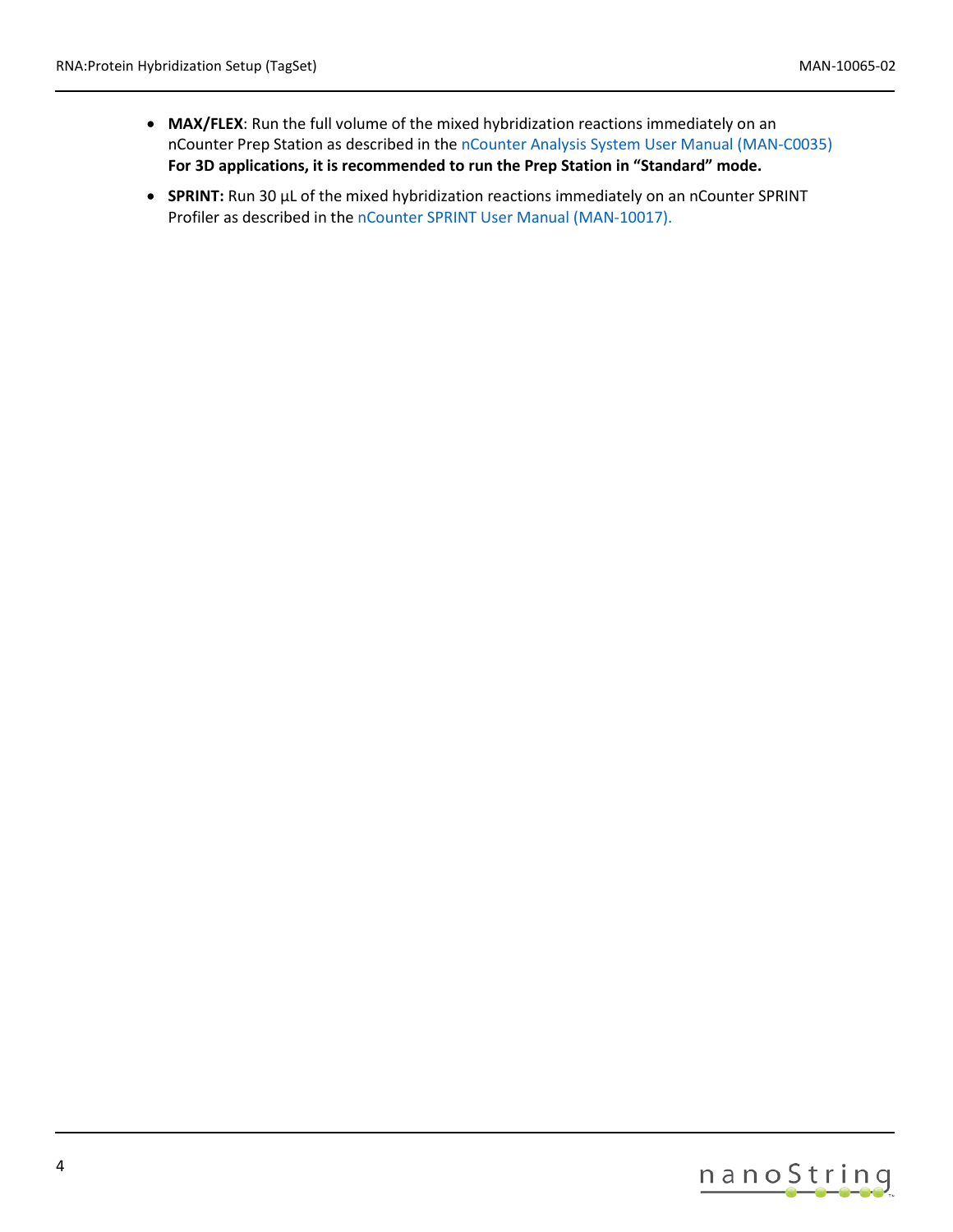- **MAX/FLEX**: Run the full volume of the mixed hybridization reactions immediately on an nCounter Prep Station as described in the nCounter Analysis System User Manual (MAN-C0035) **For 3D applications, it is recommended to run the Prep Station in "Standard" mode.**
- **SPRINT:** Run 30 µL of the mixed hybridization reactions immediately on an nCounter SPRINT Profiler as described in the nCounter SPRINT User Manual (MAN-10017).